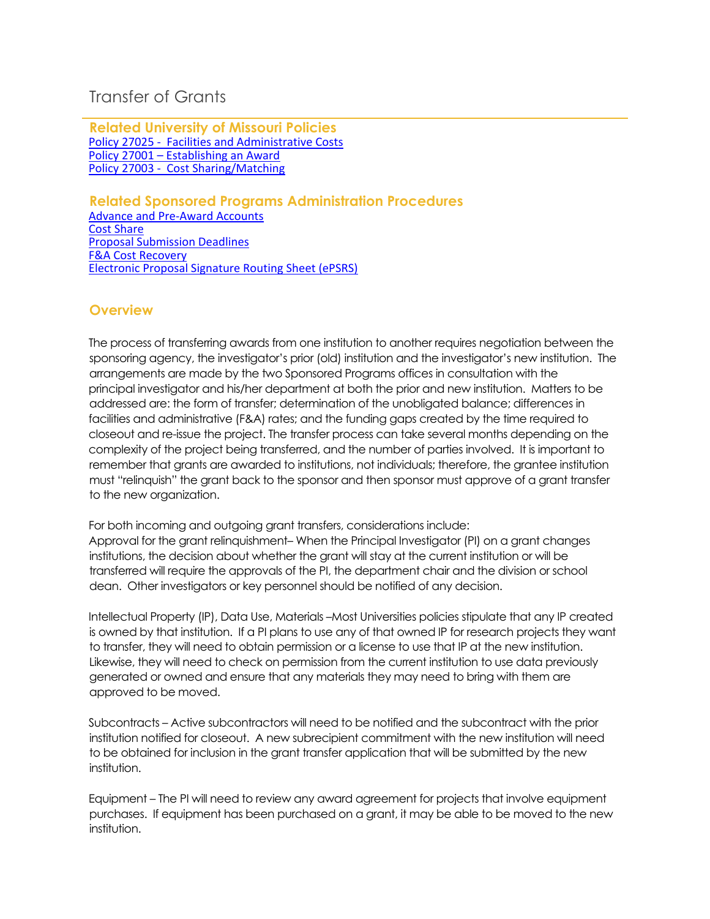# Transfer of Grants

## Related University of Missouri Policies

Policy 27025 - Facilities and Administrative Costs
Policy 27001 – Establishing an Award
Policy 27003 - Cost Sharing/Matching

## Related Sponsored Programs Administration Procedures

Advance and Pre-Award Accounts
Cost Share
Proposal Submission Deadlines
F&A Cost Recovery
Electronic Proposal Signature Routing Sheet (ePSRS)

## Overview

The process of transferring awards from one institution to another requires negotiation between the sponsoring agency, the investigator's prior (old) institution and the investigator's new institution. The arrangements are made by the two Sponsored Programs offices in consultation with the principal investigator and his/her department at both the prior and new institution. Matters to be addressed are: the form of transfer; determination of the unobligated balance; differences in facilities and administrative (F&A) rates; and the funding gaps created by the time required to closeout and re-issue the project. The transfer process can take several months depending on the complexity of the project being transferred, and the number of parties involved. It is important to remember that grants are awarded to institutions, not individuals; therefore, the grantee institution must "relinquish" the grant back to the sponsor and then sponsor must approve of a grant transfer to the new organization.

For both incoming and outgoing grant transfers, considerations include:
Approval for the grant relinquishment– When the Principal Investigator (PI) on a grant changes institutions, the decision about whether the grant will stay at the current institution or will be transferred will require the approvals of the PI, the department chair and the division or school dean. Other investigators or key personnel should be notified of any decision.

Intellectual Property (IP), Data Use, Materials –Most Universities policies stipulate that any IP created is owned by that institution. If a PI plans to use any of that owned IP for research projects they want to transfer, they will need to obtain permission or a license to use that IP at the new institution. Likewise, they will need to check on permission from the current institution to use data previously generated or owned and ensure that any materials they may need to bring with them are approved to be moved.

Subcontracts – Active subcontractors will need to be notified and the subcontract with the prior institution notified for closeout. A new subrecipient commitment with the new institution will need to be obtained for inclusion in the grant transfer application that will be submitted by the new institution.

Equipment – The PI will need to review any award agreement for projects that involve equipment purchases. If equipment has been purchased on a grant, it may be able to be moved to the new institution.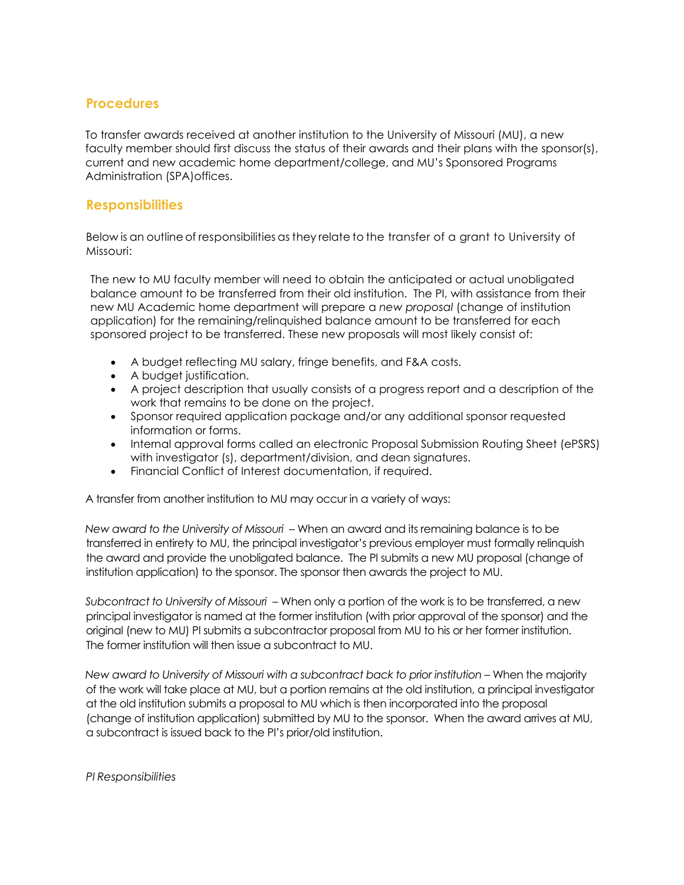## Procedures

To transfer awards received at another institution to the University of Missouri (MU), a new faculty member should first discuss the status of their awards and their plans with the sponsor(s), current and new academic home department/college, and MU's Sponsored Programs Administration (SPA)offices.

## Responsibilities

Below is an outline of responsibilities as they relate to the transfer of a grant to University of Missouri:

The new to MU faculty member will need to obtain the anticipated or actual unobligated balance amount to be transferred from their old institution. The PI, with assistance from their new MU Academic home department will prepare a *new proposal* (change of institution application) for the remaining/relinquished balance amount to be transferred for each sponsored project to be transferred. These new proposals will most likely consist of:

- A budget reflecting MU salary, fringe benefits, and F&A costs.
- A budget justification.
- A project description that usually consists of a progress report and a description of the work that remains to be done on the project.
- Sponsor required application package and/or any additional sponsor requested information or forms.
- Internal approval forms called an electronic Proposal Submission Routing Sheet (ePSRS) with investigator (s), department/division, and dean signatures.
- Financial Conflict of Interest documentation, if required.

A transfer from another institution to MU may occur in a variety of ways:

*New award to the University of Missouri* – When an award and its remaining balance is to be transferred in entirety to MU, the principal investigator's previous employer must formally relinquish the award and provide the unobligated balance. The PI submits a new MU proposal (change of institution application) to the sponsor. The sponsor then awards the project to MU.

*Subcontract to University of Missouri* – When only a portion of the work is to be transferred, a new principal investigator is named at the former institution (with prior approval of the sponsor) and the original (new to MU) PI submits a subcontractor proposal from MU to his or her former institution. The former institution will then issue a subcontract to MU.

*New award to University of Missouri with a subcontract back to prior institution* – When the majority of the work will take place at MU, but a portion remains at the old institution, a principal investigator at the old institution submits a proposal to MU which is then incorporated into the proposal (change of institution application) submitted by MU to the sponsor. When the award arrives at MU, a subcontract is issued back to the PI's prior/old institution.

*PI Responsibilities*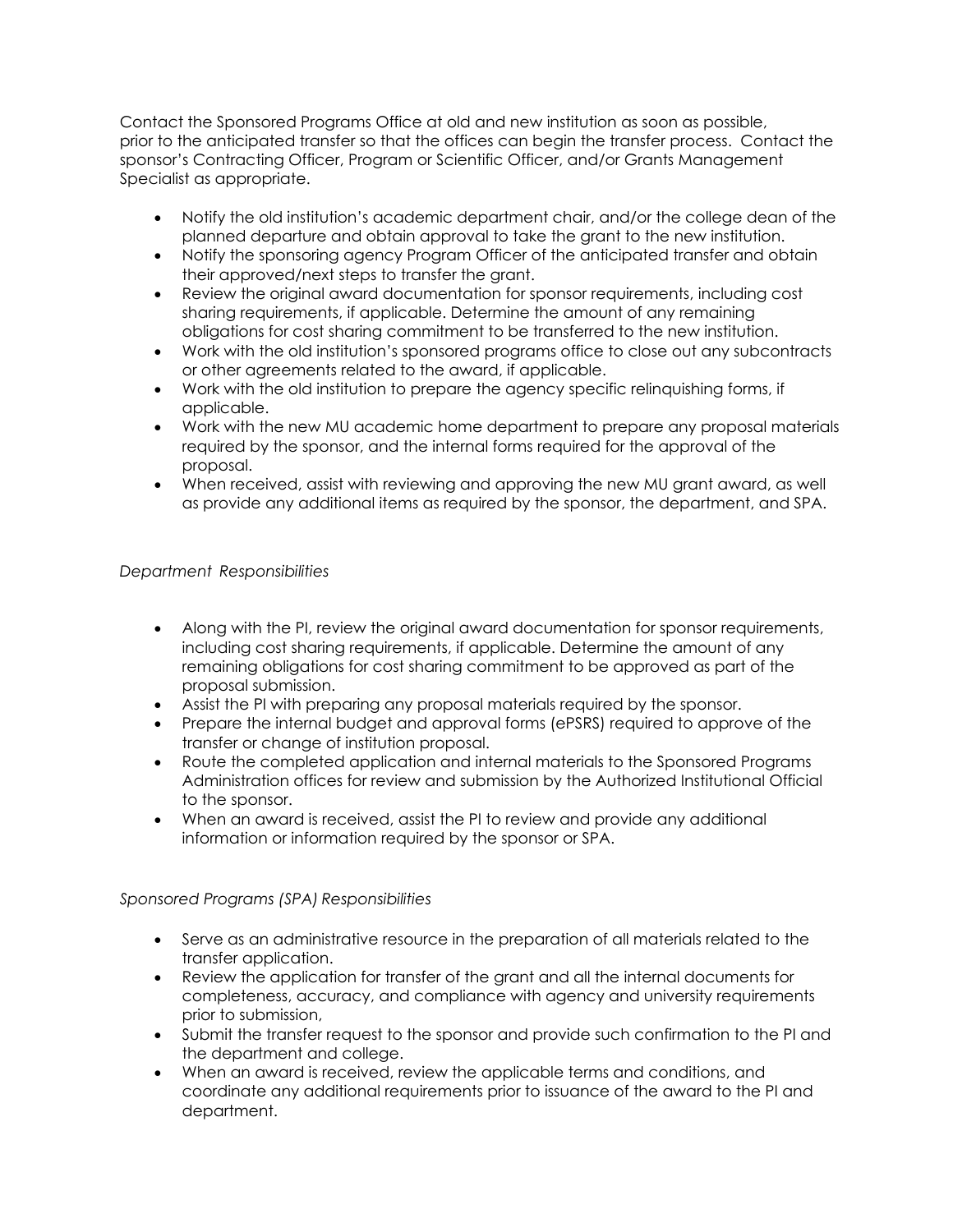Contact the Sponsored Programs Office at old and new institution as soon as possible, prior to the anticipated transfer so that the offices can begin the transfer process. Contact the sponsor's Contracting Officer, Program or Scientific Officer, and/or Grants Management Specialist as appropriate.

- Notify the old institution's academic department chair, and/or the college dean of the planned departure and obtain approval to take the grant to the new institution.
- Notify the sponsoring agency Program Officer of the anticipated transfer and obtain their approved/next steps to transfer the grant.
- Review the original award documentation for sponsor requirements, including cost sharing requirements, if applicable. Determine the amount of any remaining obligations for cost sharing commitment to be transferred to the new institution.
- Work with the old institution's sponsored programs office to close out any subcontracts or other agreements related to the award, if applicable.
- Work with the old institution to prepare the agency specific relinquishing forms, if applicable.
- Work with the new MU academic home department to prepare any proposal materials required by the sponsor, and the internal forms required for the approval of the proposal.
- When received, assist with reviewing and approving the new MU grant award, as well as provide any additional items as required by the sponsor, the department, and SPA.

*Department Responsibilities*

- Along with the PI, review the original award documentation for sponsor requirements, including cost sharing requirements, if applicable. Determine the amount of any remaining obligations for cost sharing commitment to be approved as part of the proposal submission.
- Assist the PI with preparing any proposal materials required by the sponsor.
- Prepare the internal budget and approval forms (ePSRS) required to approve of the transfer or change of institution proposal.
- Route the completed application and internal materials to the Sponsored Programs Administration offices for review and submission by the Authorized Institutional Official to the sponsor.
- When an award is received, assist the PI to review and provide any additional information or information required by the sponsor or SPA.

*Sponsored Programs (SPA) Responsibilities*

- Serve as an administrative resource in the preparation of all materials related to the transfer application.
- Review the application for transfer of the grant and all the internal documents for completeness, accuracy, and compliance with agency and university requirements prior to submission,
- Submit the transfer request to the sponsor and provide such confirmation to the PI and the department and college.
- When an award is received, review the applicable terms and conditions, and coordinate any additional requirements prior to issuance of the award to the PI and department.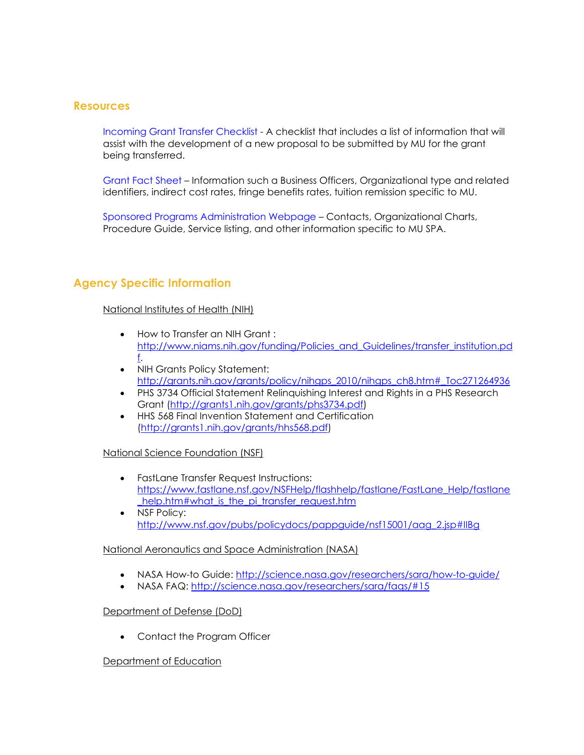## Resources

Incoming Grant Transfer Checklist - A checklist that includes a list of information that will assist with the development of a new proposal to be submitted by MU for the grant being transferred.

Grant Fact Sheet – Information such a Business Officers, Organizational type and related identifiers, indirect cost rates, fringe benefits rates, tuition remission specific to MU.

Sponsored Programs Administration Webpage – Contacts, Organizational Charts, Procedure Guide, Service listing, and other information specific to MU SPA.

## Agency Specific Information

National Institutes of Health (NIH)

- How to Transfer an NIH Grant : http://www.niams.nih.gov/funding/Policies_and_Guidelines/transfer_institution.pdf.
- NIH Grants Policy Statement: http://grants.nih.gov/grants/policy/nihgps_2010/nihgps_ch8.htm#_Toc271264936
- PHS 3734 Official Statement Relinquishing Interest and Rights in a PHS Research Grant (http://grants1.nih.gov/grants/phs3734.pdf)
- HHS 568 Final Invention Statement and Certification (http://grants1.nih.gov/grants/hhs568.pdf)

National Science Foundation (NSF)

- FastLane Transfer Request Instructions: https://www.fastlane.nsf.gov/NSFHelp/flashhelp/fastlane/FastLane_Help/fastlane_help.htm#what_is_the_pi_transfer_request.htm
- NSF Policy: http://www.nsf.gov/pubs/policydocs/pappguide/nsf15001/aag_2.jsp#IIBg

National Aeronautics and Space Administration (NASA)

- NASA How-to Guide: http://science.nasa.gov/researchers/sara/how-to-guide/
- NASA FAQ: http://science.nasa.gov/researchers/sara/faqs/#15

Department of Defense (DoD)

- Contact the Program Officer

Department of Education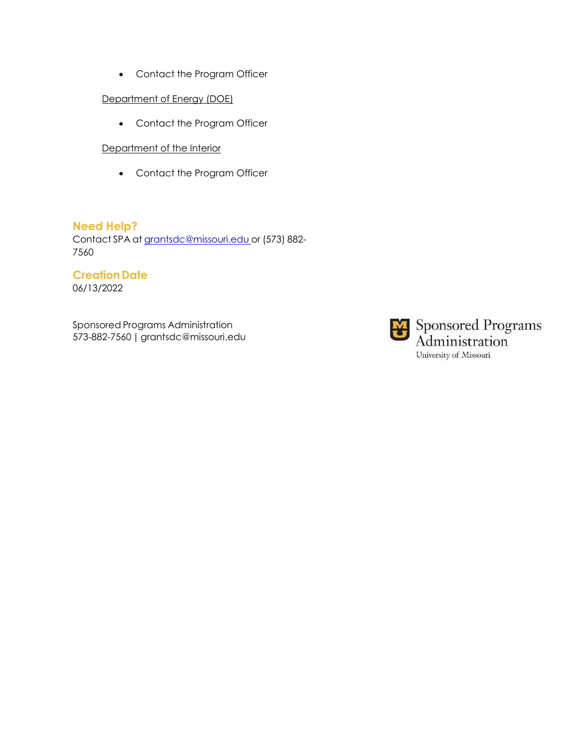- Contact the Program Officer

Department of Energy (DOE)

- Contact the Program Officer

Department of the Interior

- Contact the Program Officer

## Need Help?

Contact SPA at grantsdc@missouri.edu or (573) 882-7560

## Creation Date

06/13/2022

Sponsored Programs Administration
573-882-7560 | grantsdc@missouri.edu

Sponsored Programs Administration
University of Missouri